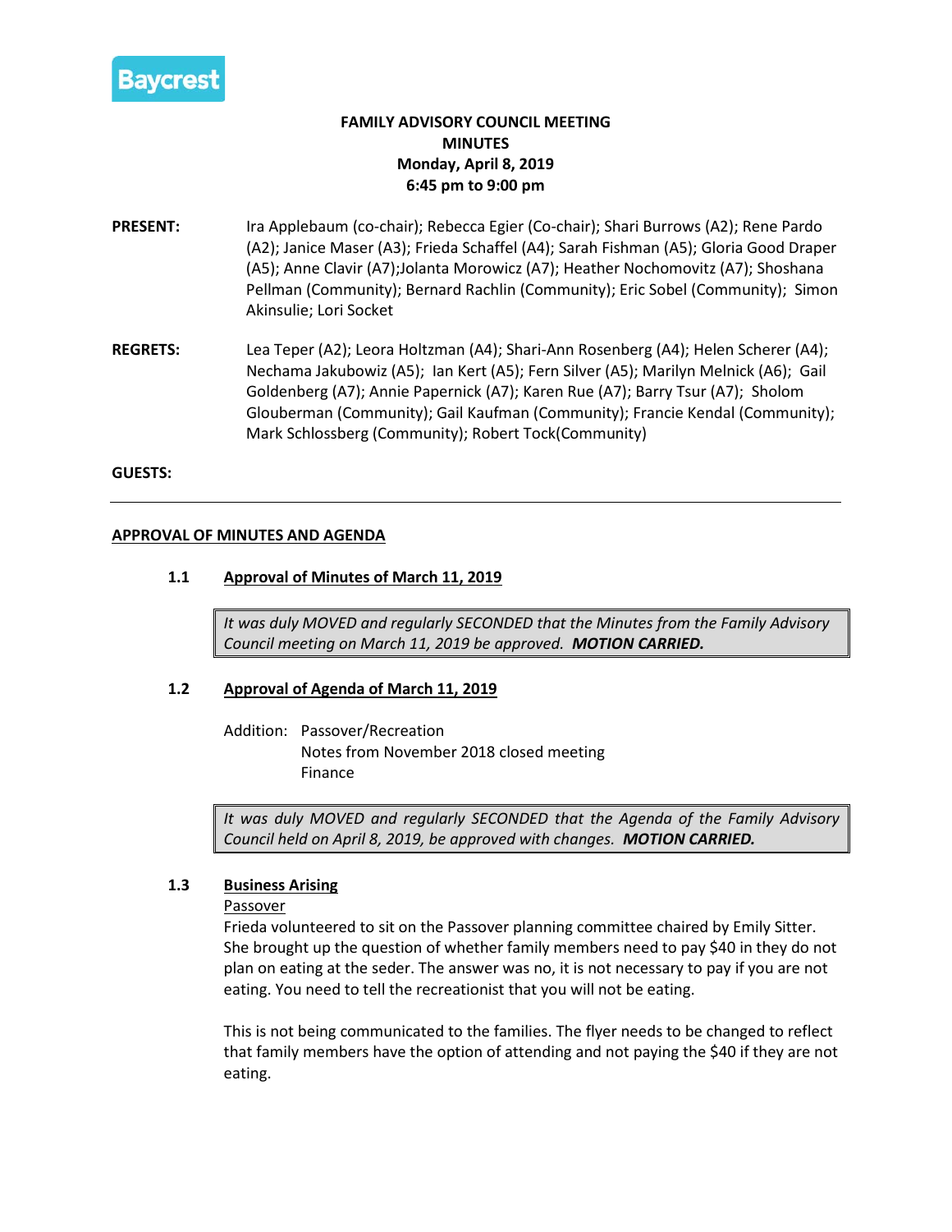Baycrest

# FAMILY ADVISORY COUNCIL MEETING
## MINUTES
### Monday, April 8, 2019
### 6:45 pm to 9:00 pm

**PRESENT:** Ira Applebaum (co-chair); Rebecca Egier (Co-chair); Shari Burrows (A2); Rene Pardo (A2); Janice Maser (A3); Frieda Schaffel (A4); Sarah Fishman (A5); Gloria Good Draper (A5); Anne Clavir (A7);Jolanta Morowicz (A7); Heather Nochomovitz (A7); Shoshana Pellman (Community); Bernard Rachlin (Community); Eric Sobel (Community); Simon Akinsulie; Lori Socket

**REGRETS:** Lea Teper (A2); Leora Holtzman (A4); Shari-Ann Rosenberg (A4); Helen Scherer (A4); Nechama Jakubowiz (A5); Ian Kert (A5); Fern Silver (A5); Marilyn Melnick (A6); Gail Goldenberg (A7); Annie Papernick (A7); Karen Rue (A7); Barry Tsur (A7); Sholom Glouberman (Community); Gail Kaufman (Community); Francie Kendal (Community); Mark Schlossberg (Community); Robert Tock(Community)

**GUESTS:**

---

## APPROVAL OF MINUTES AND AGENDA

### 1.1 Approval of Minutes of March 11, 2019

*It was duly MOVED and regularly SECONDED that the Minutes from the Family Advisory Council meeting on March 11, 2019 be approved.* ***MOTION CARRIED.***

### 1.2 Approval of Agenda of March 11, 2019

Addition: Passover/Recreation
Notes from November 2018 closed meeting
Finance

*It was duly MOVED and regularly SECONDED that the Agenda of the Family Advisory Council held on April 8, 2019, be approved with changes.* ***MOTION CARRIED.***

### 1.3 Business Arising

Passover

Frieda volunteered to sit on the Passover planning committee chaired by Emily Sitter. She brought up the question of whether family members need to pay $40 in they do not plan on eating at the seder. The answer was no, it is not necessary to pay if you are not eating. You need to tell the recreationist that you will not be eating.

This is not being communicated to the families. The flyer needs to be changed to reflect that family members have the option of attending and not paying the $40 if they are not eating.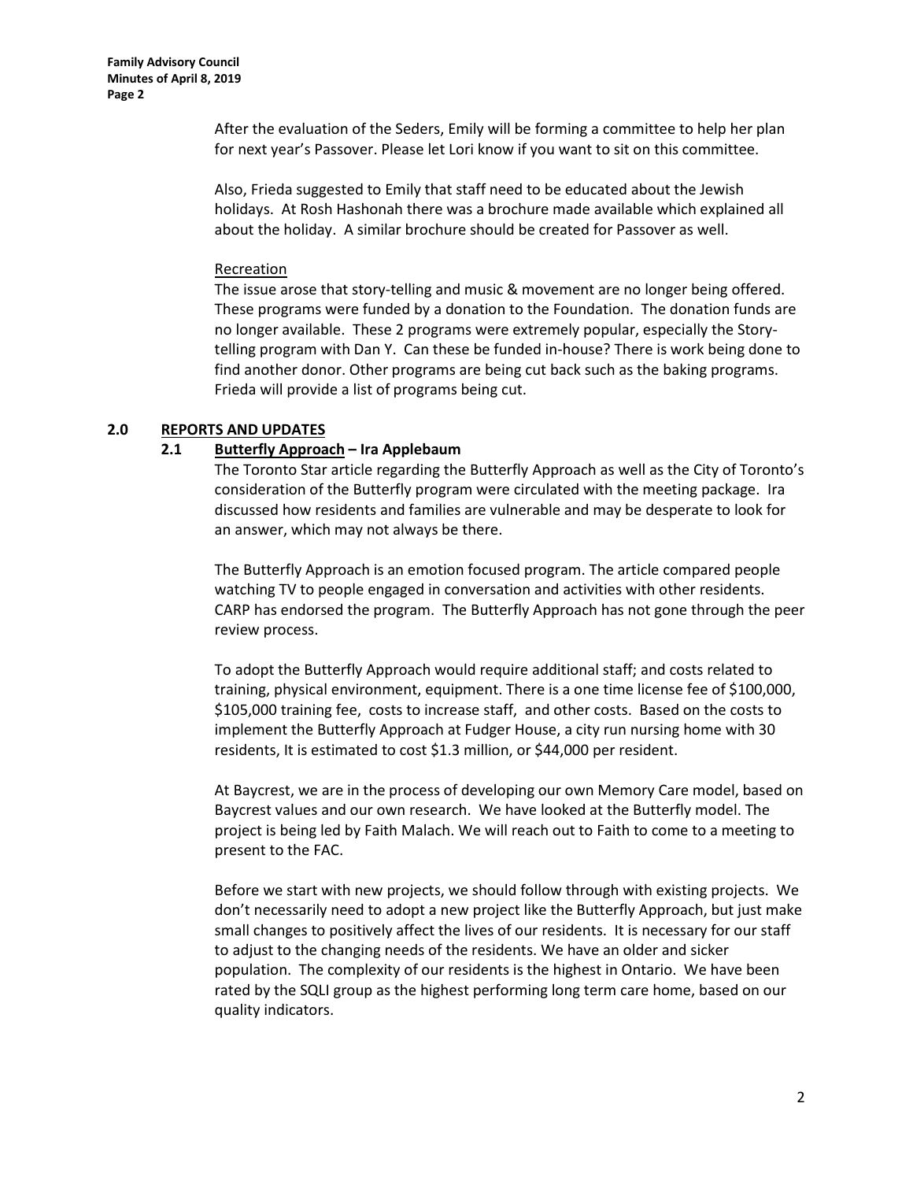After the evaluation of the Seders, Emily will be forming a committee to help her plan for next year's Passover. Please let Lori know if you want to sit on this committee.

Also, Frieda suggested to Emily that staff need to be educated about the Jewish holidays. At Rosh Hashonah there was a brochure made available which explained all about the holiday. A similar brochure should be created for Passover as well.

Recreation

The issue arose that story-telling and music & movement are no longer being offered. These programs were funded by a donation to the Foundation. The donation funds are no longer available. These 2 programs were extremely popular, especially the Story-telling program with Dan Y. Can these be funded in-house? There is work being done to find another donor. Other programs are being cut back such as the baking programs. Frieda will provide a list of programs being cut.

## 2.0 REPORTS AND UPDATES

### 2.1 Butterfly Approach – Ira Applebaum

The Toronto Star article regarding the Butterfly Approach as well as the City of Toronto's consideration of the Butterfly program were circulated with the meeting package. Ira discussed how residents and families are vulnerable and may be desperate to look for an answer, which may not always be there.

The Butterfly Approach is an emotion focused program. The article compared people watching TV to people engaged in conversation and activities with other residents. CARP has endorsed the program. The Butterfly Approach has not gone through the peer review process.

To adopt the Butterfly Approach would require additional staff; and costs related to training, physical environment, equipment. There is a one time license fee of $100,000, $105,000 training fee, costs to increase staff, and other costs. Based on the costs to implement the Butterfly Approach at Fudger House, a city run nursing home with 30 residents, It is estimated to cost $1.3 million, or $44,000 per resident.

At Baycrest, we are in the process of developing our own Memory Care model, based on Baycrest values and our own research. We have looked at the Butterfly model. The project is being led by Faith Malach. We will reach out to Faith to come to a meeting to present to the FAC.

Before we start with new projects, we should follow through with existing projects. We don't necessarily need to adopt a new project like the Butterfly Approach, but just make small changes to positively affect the lives of our residents. It is necessary for our staff to adjust to the changing needs of the residents. We have an older and sicker population. The complexity of our residents is the highest in Ontario. We have been rated by the SQLI group as the highest performing long term care home, based on our quality indicators.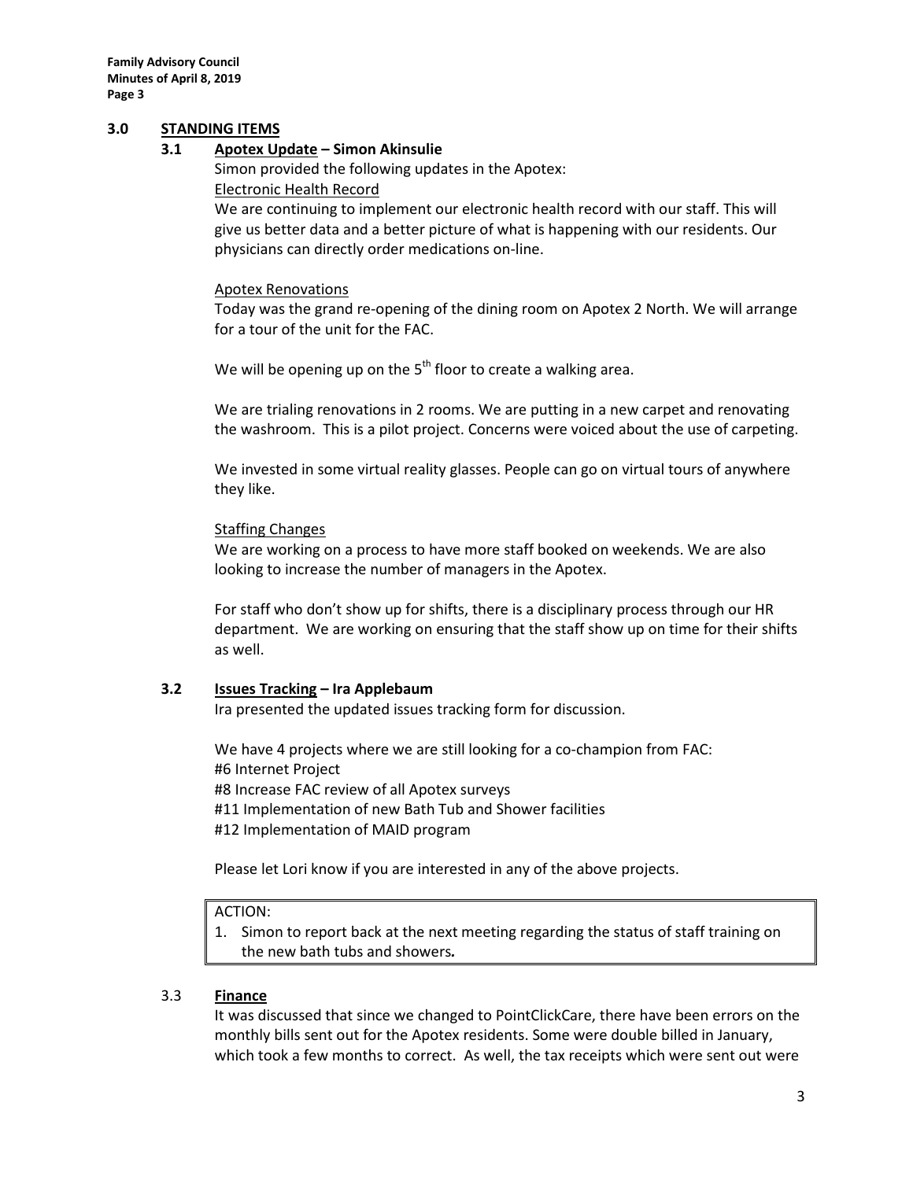## 3.0 STANDING ITEMS

### 3.1 Apotex Update – Simon Akinsulie

Simon provided the following updates in the Apotex:

Electronic Health Record

We are continuing to implement our electronic health record with our staff. This will give us better data and a better picture of what is happening with our residents. Our physicians can directly order medications on-line.

Apotex Renovations

Today was the grand re-opening of the dining room on Apotex 2 North. We will arrange for a tour of the unit for the FAC.

We will be opening up on the 5th floor to create a walking area.

We are trialing renovations in 2 rooms. We are putting in a new carpet and renovating the washroom. This is a pilot project. Concerns were voiced about the use of carpeting.

We invested in some virtual reality glasses. People can go on virtual tours of anywhere they like.

Staffing Changes

We are working on a process to have more staff booked on weekends. We are also looking to increase the number of managers in the Apotex.

For staff who don't show up for shifts, there is a disciplinary process through our HR department. We are working on ensuring that the staff show up on time for their shifts as well.

### 3.2 Issues Tracking – Ira Applebaum

Ira presented the updated issues tracking form for discussion.

We have 4 projects where we are still looking for a co-champion from FAC:
#6 Internet Project
#8 Increase FAC review of all Apotex surveys
#11 Implementation of new Bath Tub and Shower facilities
#12 Implementation of MAID program

Please let Lori know if you are interested in any of the above projects.

> ACTION:
> 1. Simon to report back at the next meeting regarding the status of staff training on the new bath tubs and showers.

### 3.3 Finance

It was discussed that since we changed to PointClickCare, there have been errors on the monthly bills sent out for the Apotex residents. Some were double billed in January, which took a few months to correct. As well, the tax receipts which were sent out were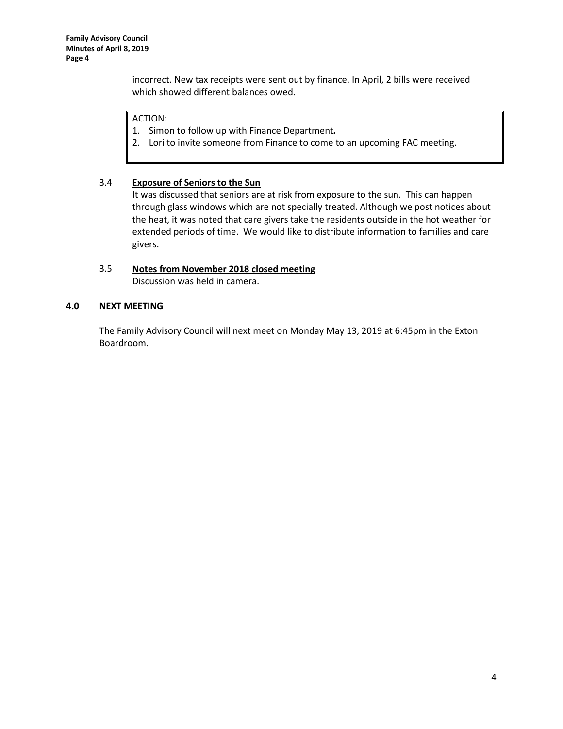incorrect. New tax receipts were sent out by finance. In April, 2 bills were received which showed different balances owed.

> ACTION:
> 1. Simon to follow up with Finance Department***.***
> 2. Lori to invite someone from Finance to come to an upcoming FAC meeting.

### 3.4 **Exposure of Seniors to the Sun**

It was discussed that seniors are at risk from exposure to the sun. This can happen through glass windows which are not specially treated. Although we post notices about the heat, it was noted that care givers take the residents outside in the hot weather for extended periods of time. We would like to distribute information to families and care givers.

### 3.5 **Notes from November 2018 closed meeting**

Discussion was held in camera.

## **4.0 NEXT MEETING**

The Family Advisory Council will next meet on Monday May 13, 2019 at 6:45pm in the Exton Boardroom.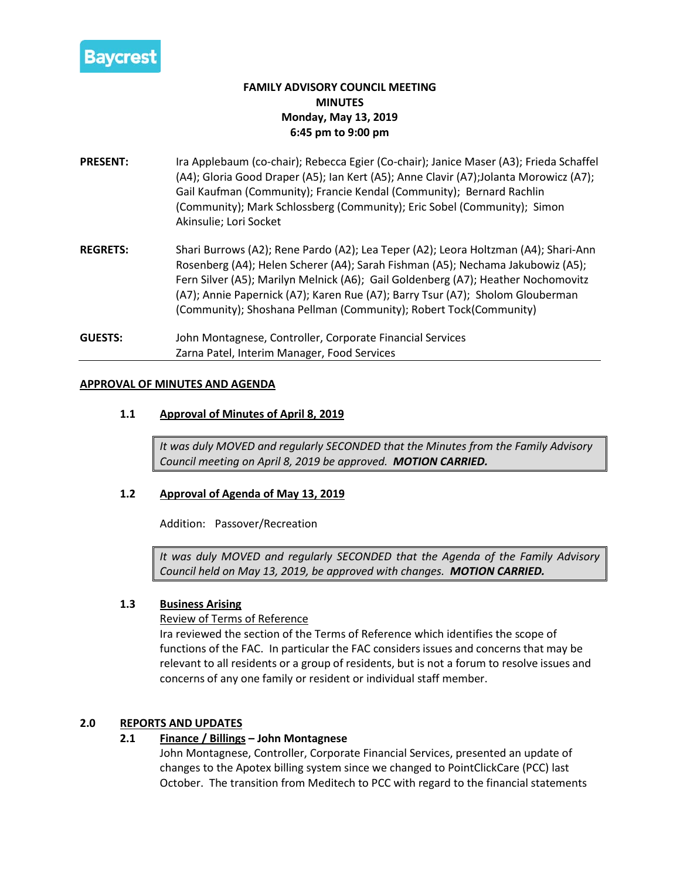Baycrest

**FAMILY ADVISORY COUNCIL MEETING**
**MINUTES**
**Monday, May 13, 2019**
**6:45 pm to 9:00 pm**

**PRESENT:** Ira Applebaum (co-chair); Rebecca Egier (Co-chair); Janice Maser (A3); Frieda Schaffel (A4); Gloria Good Draper (A5); Ian Kert (A5); Anne Clavir (A7);Jolanta Morowicz (A7); Gail Kaufman (Community); Francie Kendal (Community); Bernard Rachlin (Community); Mark Schlossberg (Community); Eric Sobel (Community); Simon Akinsulie; Lori Socket

**REGRETS:** Shari Burrows (A2); Rene Pardo (A2); Lea Teper (A2); Leora Holtzman (A4); Shari-Ann Rosenberg (A4); Helen Scherer (A4); Sarah Fishman (A5); Nechama Jakubowiz (A5); Fern Silver (A5); Marilyn Melnick (A6); Gail Goldenberg (A7); Heather Nochomovitz (A7); Annie Papernick (A7); Karen Rue (A7); Barry Tsur (A7); Sholom Glouberman (Community); Shoshana Pellman (Community); Robert Tock(Community)

**GUESTS:** John Montagnese, Controller, Corporate Financial Services
Zarna Patel, Interim Manager, Food Services

---

## APPROVAL OF MINUTES AND AGENDA

### 1.1 Approval of Minutes of April 8, 2019

*It was duly MOVED and regularly SECONDED that the Minutes from the Family Advisory Council meeting on April 8, 2019 be approved.* ***MOTION CARRIED.***

### 1.2 Approval of Agenda of May 13, 2019

Addition: Passover/Recreation

*It was duly MOVED and regularly SECONDED that the Agenda of the Family Advisory Council held on May 13, 2019, be approved with changes.* ***MOTION CARRIED.***

### 1.3 Business Arising

Review of Terms of Reference

Ira reviewed the section of the Terms of Reference which identifies the scope of functions of the FAC. In particular the FAC considers issues and concerns that may be relevant to all residents or a group of residents, but is not a forum to resolve issues and concerns of any one family or resident or individual staff member.

## 2.0 REPORTS AND UPDATES

### 2.1 Finance / Billings – John Montagnese

John Montagnese, Controller, Corporate Financial Services, presented an update of changes to the Apotex billing system since we changed to PointClickCare (PCC) last October. The transition from Meditech to PCC with regard to the financial statements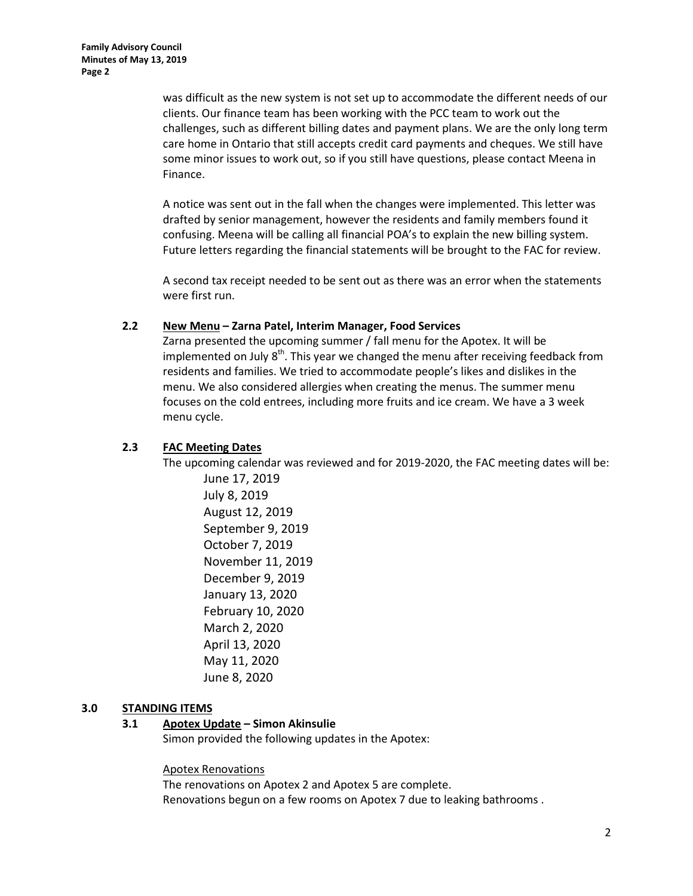was difficult as the new system is not set up to accommodate the different needs of our clients. Our finance team has been working with the PCC team to work out the challenges, such as different billing dates and payment plans. We are the only long term care home in Ontario that still accepts credit card payments and cheques. We still have some minor issues to work out, so if you still have questions, please contact Meena in Finance.

A notice was sent out in the fall when the changes were implemented. This letter was drafted by senior management, however the residents and family members found it confusing. Meena will be calling all financial POA's to explain the new billing system. Future letters regarding the financial statements will be brought to the FAC for review.

A second tax receipt needed to be sent out as there was an error when the statements were first run.

### 2.2 New Menu – Zarna Patel, Interim Manager, Food Services

Zarna presented the upcoming summer / fall menu for the Apotex. It will be implemented on July 8th. This year we changed the menu after receiving feedback from residents and families. We tried to accommodate people's likes and dislikes in the menu. We also considered allergies when creating the menus. The summer menu focuses on the cold entrees, including more fruits and ice cream. We have a 3 week menu cycle.

### 2.3 FAC Meeting Dates

The upcoming calendar was reviewed and for 2019-2020, the FAC meeting dates will be:

- June 17, 2019
- July 8, 2019
- August 12, 2019
- September 9, 2019
- October 7, 2019
- November 11, 2019
- December 9, 2019
- January 13, 2020
- February 10, 2020
- March 2, 2020
- April 13, 2020
- May 11, 2020
- June 8, 2020

## 3.0 STANDING ITEMS

### 3.1 Apotex Update – Simon Akinsulie

Simon provided the following updates in the Apotex:

Apotex Renovations

The renovations on Apotex 2 and Apotex 5 are complete.
Renovations begun on a few rooms on Apotex 7 due to leaking bathrooms .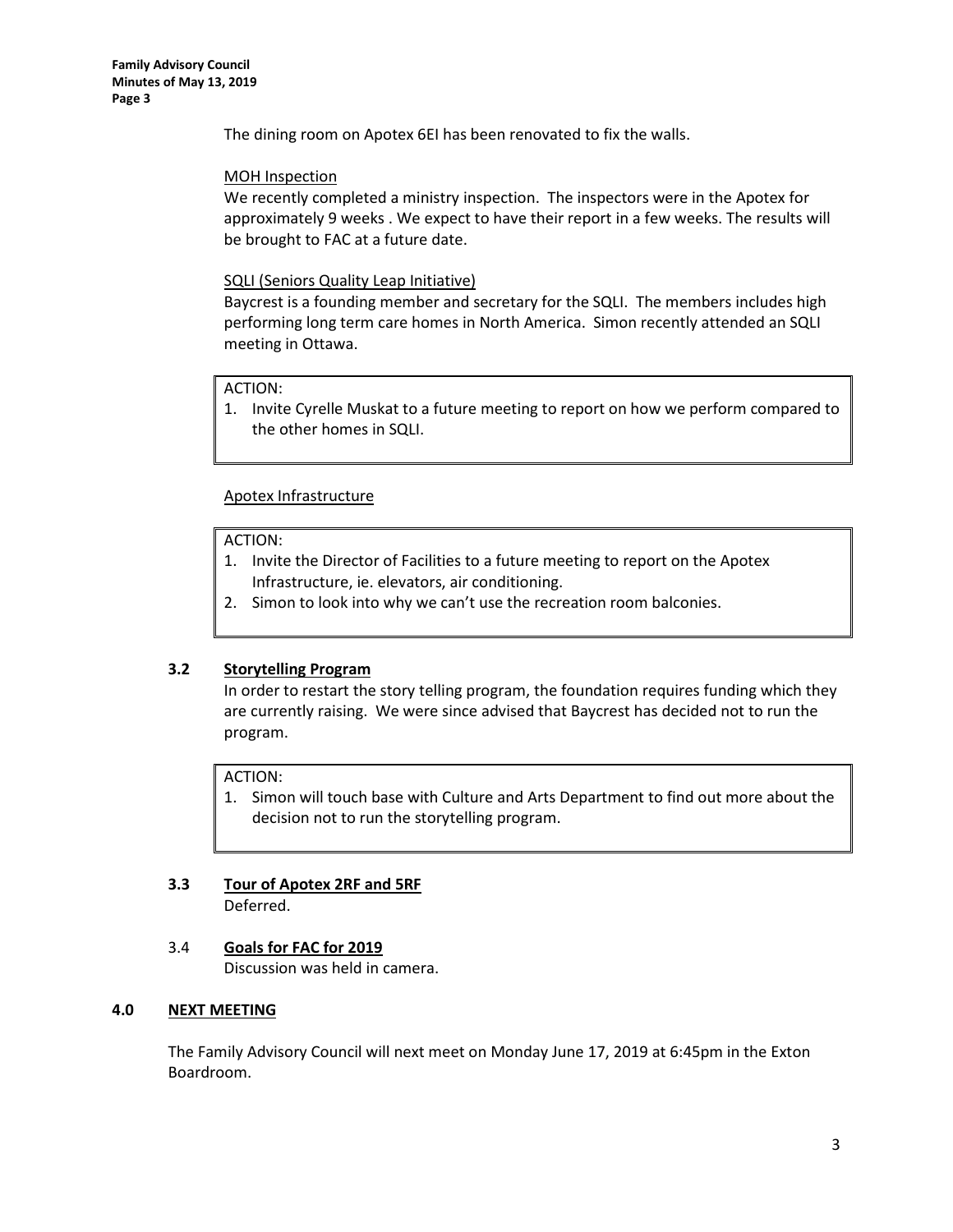The dining room on Apotex 6EI has been renovated to fix the walls.

MOH Inspection

We recently completed a ministry inspection. The inspectors were in the Apotex for approximately 9 weeks . We expect to have their report in a few weeks. The results will be brought to FAC at a future date.

SQLI (Seniors Quality Leap Initiative)

Baycrest is a founding member and secretary for the SQLI. The members includes high performing long term care homes in North America. Simon recently attended an SQLI meeting in Ottawa.

ACTION:

1. Invite Cyrelle Muskat to a future meeting to report on how we perform compared to the other homes in SQLI.

Apotex Infrastructure

ACTION:

1. Invite the Director of Facilities to a future meeting to report on the Apotex Infrastructure, ie. elevators, air conditioning.
2. Simon to look into why we can't use the recreation room balconies.

### 3.2 Storytelling Program

In order to restart the story telling program, the foundation requires funding which they are currently raising. We were since advised that Baycrest has decided not to run the program.

ACTION:

1. Simon will touch base with Culture and Arts Department to find out more about the decision not to run the storytelling program.

### 3.3 Tour of Apotex 2RF and 5RF

Deferred.

### 3.4 Goals for FAC for 2019

Discussion was held in camera.

## 4.0 NEXT MEETING

The Family Advisory Council will next meet on Monday June 17, 2019 at 6:45pm in the Exton Boardroom.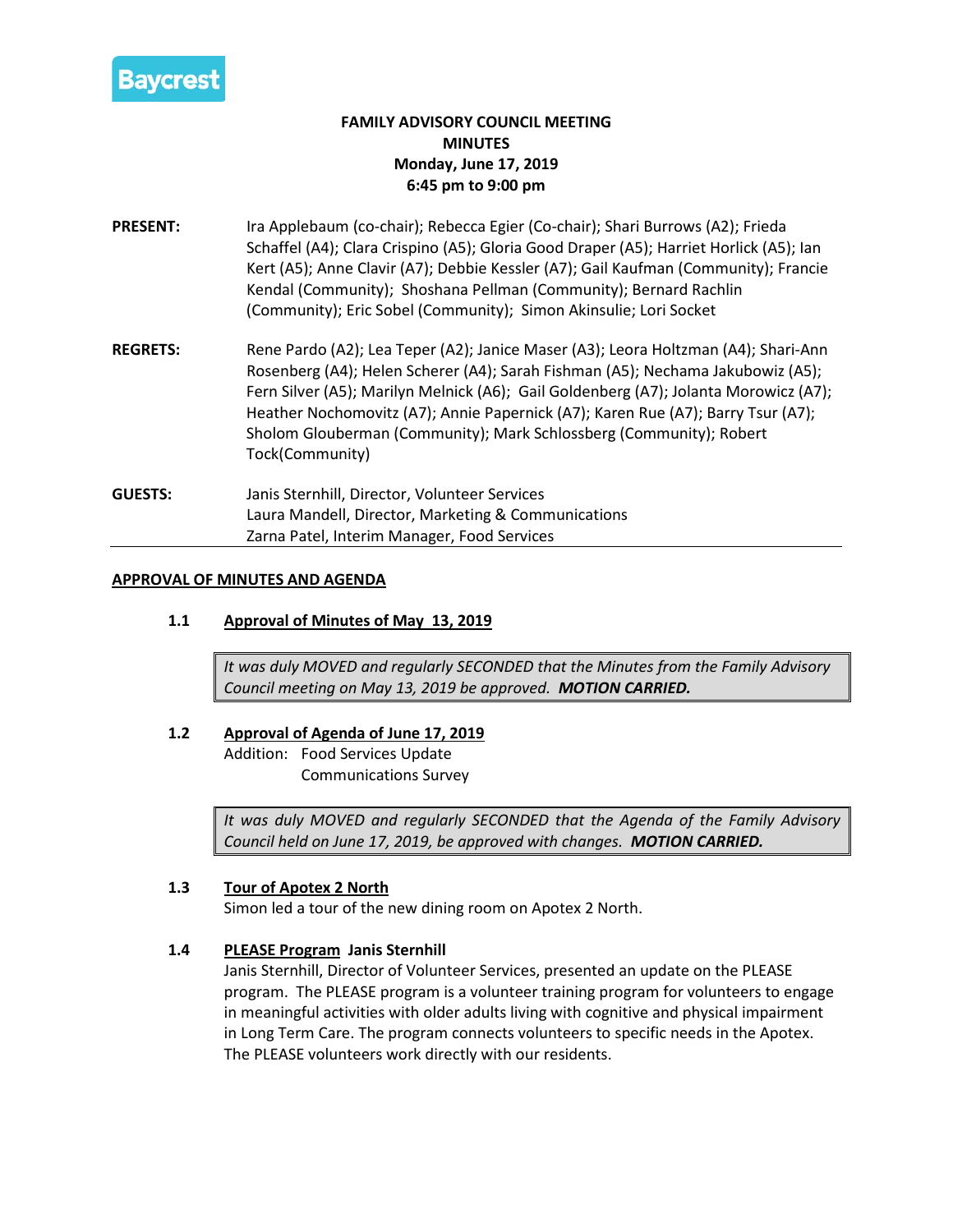Baycrest

**FAMILY ADVISORY COUNCIL MEETING**
**MINUTES**
**Monday, June 17, 2019**
**6:45 pm to 9:00 pm**

**PRESENT:** Ira Applebaum (co-chair); Rebecca Egier (Co-chair); Shari Burrows (A2); Frieda Schaffel (A4); Clara Crispino (A5); Gloria Good Draper (A5); Harriet Horlick (A5); Ian Kert (A5); Anne Clavir (A7); Debbie Kessler (A7); Gail Kaufman (Community); Francie Kendal (Community); Shoshana Pellman (Community); Bernard Rachlin (Community); Eric Sobel (Community); Simon Akinsulie; Lori Socket

**REGRETS:** Rene Pardo (A2); Lea Teper (A2); Janice Maser (A3); Leora Holtzman (A4); Shari-Ann Rosenberg (A4); Helen Scherer (A4); Sarah Fishman (A5); Nechama Jakubowiz (A5); Fern Silver (A5); Marilyn Melnick (A6); Gail Goldenberg (A7); Jolanta Morowicz (A7); Heather Nochomovitz (A7); Annie Papernick (A7); Karen Rue (A7); Barry Tsur (A7); Sholom Glouberman (Community); Mark Schlossberg (Community); Robert Tock(Community)

**GUESTS:** Janis Sternhill, Director, Volunteer Services
Laura Mandell, Director, Marketing & Communications
Zarna Patel, Interim Manager, Food Services

---

## APPROVAL OF MINUTES AND AGENDA

### 1.1 Approval of Minutes of May 13, 2019

> *It was duly MOVED and regularly SECONDED that the Minutes from the Family Advisory Council meeting on May 13, 2019 be approved.* ***MOTION CARRIED.***

### 1.2 Approval of Agenda of June 17, 2019

Addition: Food Services Update
Communications Survey

> *It was duly MOVED and regularly SECONDED that the Agenda of the Family Advisory Council held on June 17, 2019, be approved with changes.* ***MOTION CARRIED.***

### 1.3 Tour of Apotex 2 North

Simon led a tour of the new dining room on Apotex 2 North.

### 1.4 PLEASE Program Janis Sternhill

Janis Sternhill, Director of Volunteer Services, presented an update on the PLEASE program. The PLEASE program is a volunteer training program for volunteers to engage in meaningful activities with older adults living with cognitive and physical impairment in Long Term Care. The program connects volunteers to specific needs in the Apotex. The PLEASE volunteers work directly with our residents.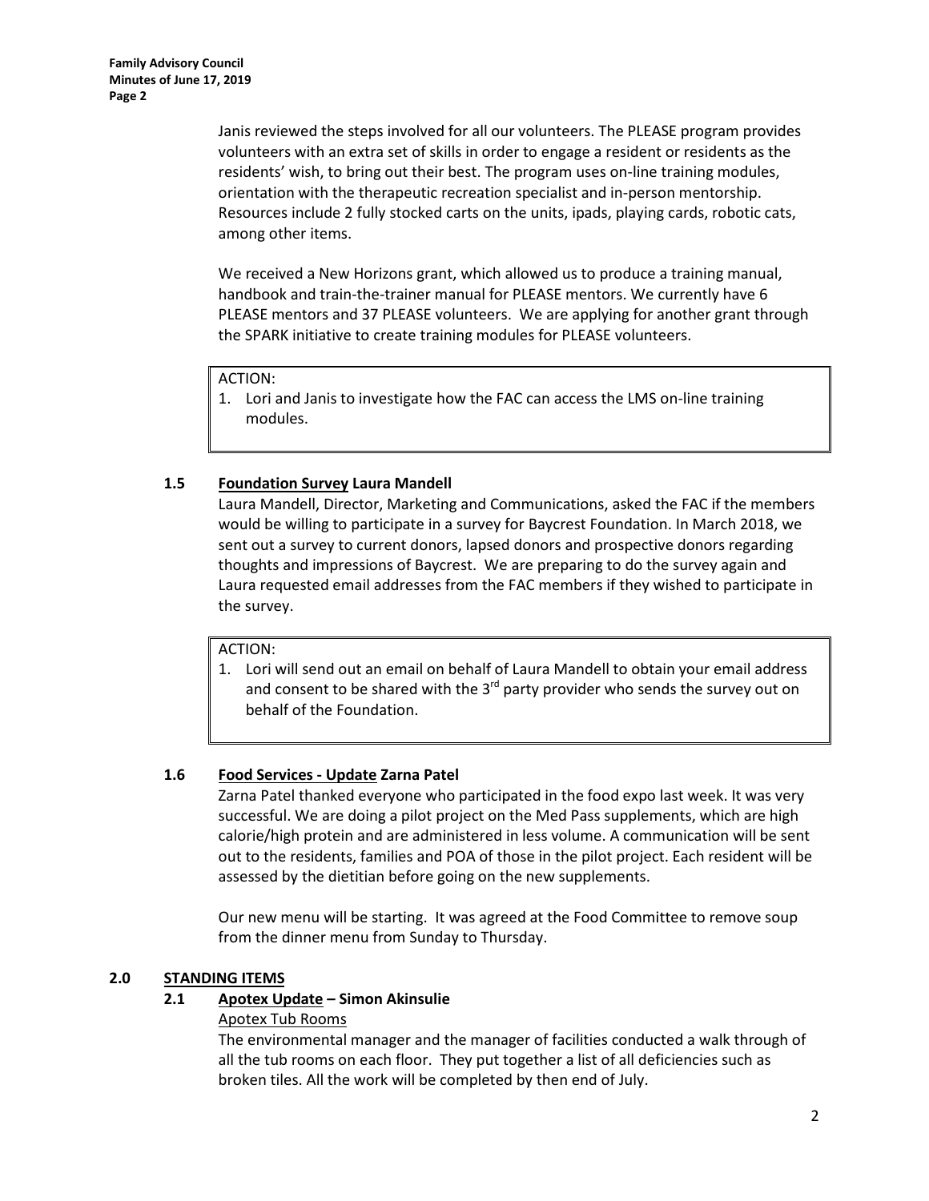Janis reviewed the steps involved for all our volunteers. The PLEASE program provides volunteers with an extra set of skills in order to engage a resident or residents as the residents' wish, to bring out their best. The program uses on-line training modules, orientation with the therapeutic recreation specialist and in-person mentorship. Resources include 2 fully stocked carts on the units, ipads, playing cards, robotic cats, among other items.

We received a New Horizons grant, which allowed us to produce a training manual, handbook and train-the-trainer manual for PLEASE mentors. We currently have 6 PLEASE mentors and 37 PLEASE volunteers. We are applying for another grant through the SPARK initiative to create training modules for PLEASE volunteers.

> ACTION:
> 1. Lori and Janis to investigate how the FAC can access the LMS on-line training modules.

### 1.5 Foundation Survey Laura Mandell

Laura Mandell, Director, Marketing and Communications, asked the FAC if the members would be willing to participate in a survey for Baycrest Foundation. In March 2018, we sent out a survey to current donors, lapsed donors and prospective donors regarding thoughts and impressions of Baycrest. We are preparing to do the survey again and Laura requested email addresses from the FAC members if they wished to participate in the survey.

> ACTION:
> 1. Lori will send out an email on behalf of Laura Mandell to obtain your email address and consent to be shared with the 3rd party provider who sends the survey out on behalf of the Foundation.

### 1.6 Food Services - Update Zarna Patel

Zarna Patel thanked everyone who participated in the food expo last week. It was very successful. We are doing a pilot project on the Med Pass supplements, which are high calorie/high protein and are administered in less volume. A communication will be sent out to the residents, families and POA of those in the pilot project. Each resident will be assessed by the dietitian before going on the new supplements.

Our new menu will be starting. It was agreed at the Food Committee to remove soup from the dinner menu from Sunday to Thursday.

## 2.0 STANDING ITEMS

### 2.1 Apotex Update – Simon Akinsulie

Apotex Tub Rooms

The environmental manager and the manager of facilities conducted a walk through of all the tub rooms on each floor. They put together a list of all deficiencies such as broken tiles. All the work will be completed by then end of July.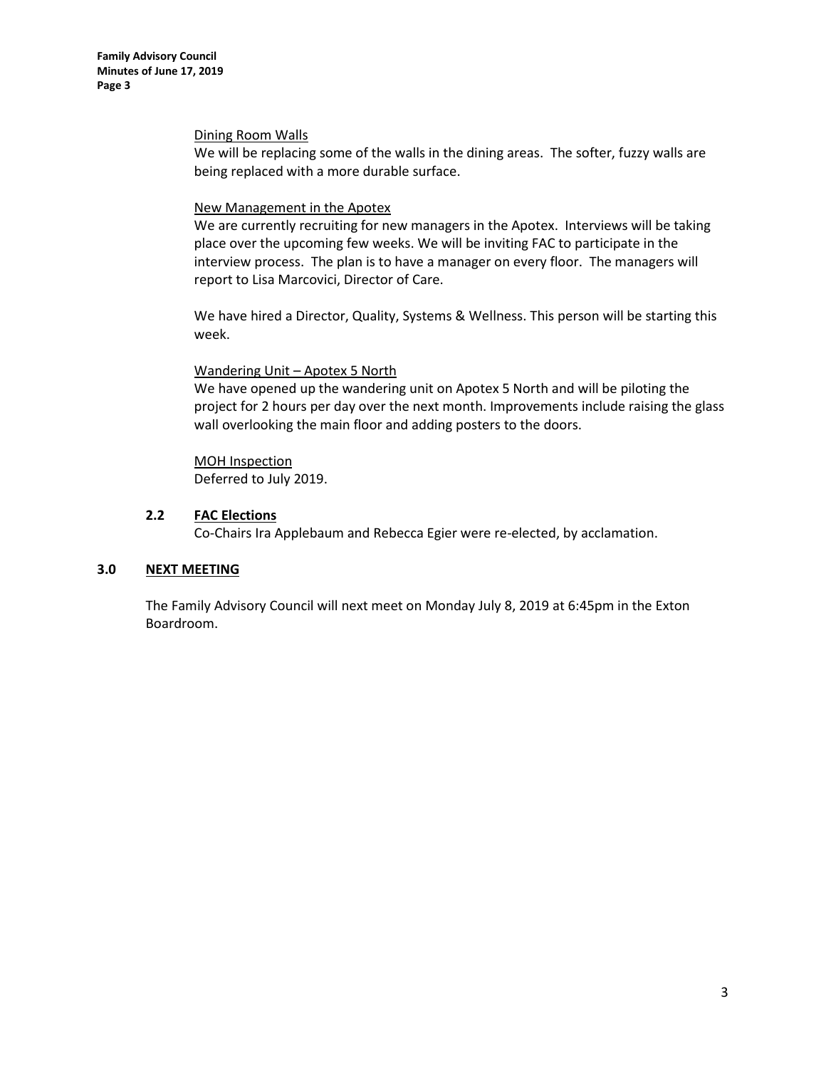Dining Room Walls

We will be replacing some of the walls in the dining areas. The softer, fuzzy walls are being replaced with a more durable surface.

New Management in the Apotex

We are currently recruiting for new managers in the Apotex. Interviews will be taking place over the upcoming few weeks. We will be inviting FAC to participate in the interview process. The plan is to have a manager on every floor. The managers will report to Lisa Marcovici, Director of Care.

We have hired a Director, Quality, Systems & Wellness. This person will be starting this week.

Wandering Unit – Apotex 5 North

We have opened up the wandering unit on Apotex 5 North and will be piloting the project for 2 hours per day over the next month. Improvements include raising the glass wall overlooking the main floor and adding posters to the doors.

MOH Inspection

Deferred to July 2019.

### 2.2 FAC Elections

Co-Chairs Ira Applebaum and Rebecca Egier were re-elected, by acclamation.

## 3.0 NEXT MEETING

The Family Advisory Council will next meet on Monday July 8, 2019 at 6:45pm in the Exton Boardroom.